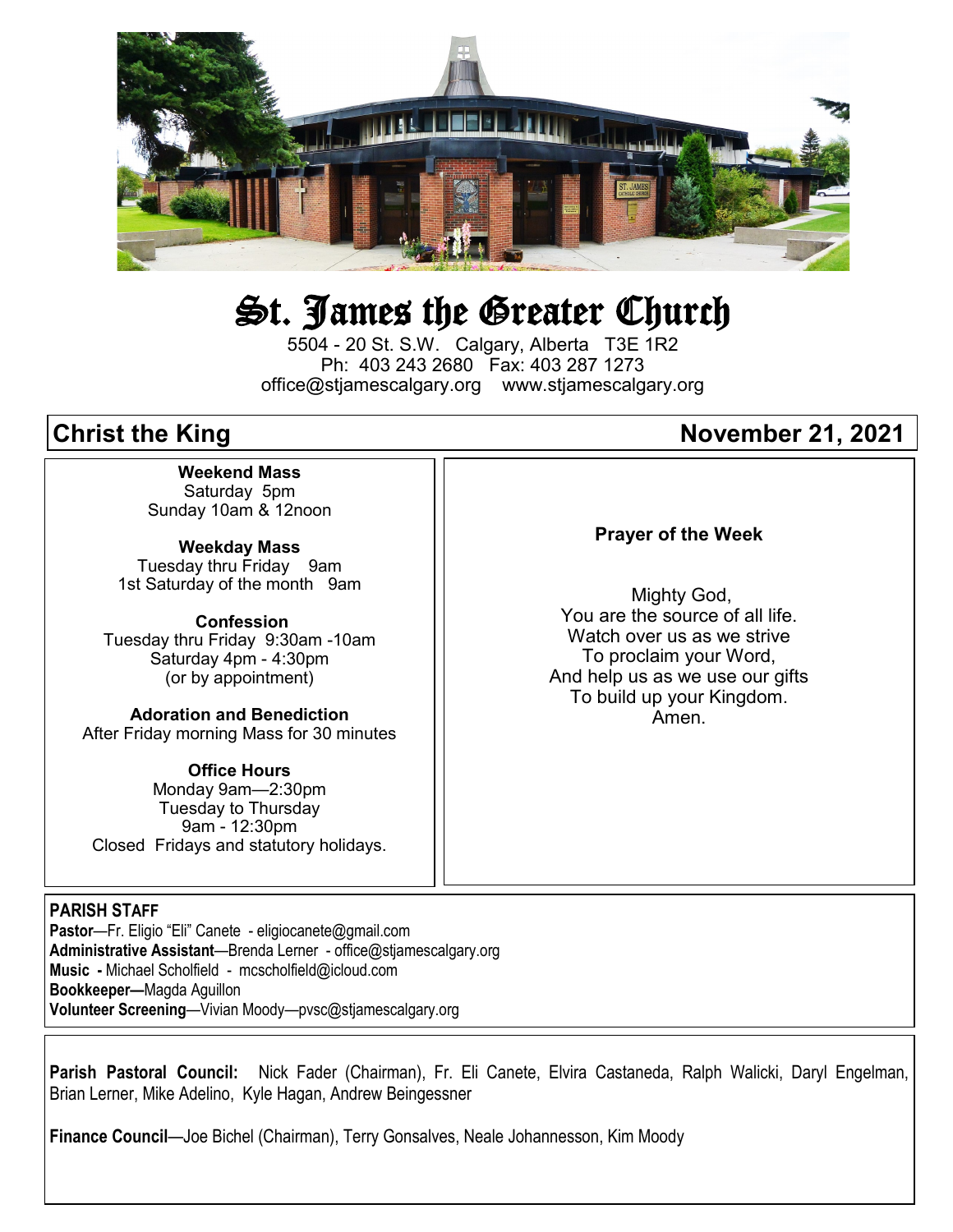# St. James the Greater Church

5504 - 20 St. S.W. Calgary, Alberta T3E 1R2
Ph: 403 243 2680 Fax: 403 287 1273
office@stjamescalgary.org www.stjamescalgary.org

## Christ the King — November 21, 2021

**Weekend Mass**
Saturday 5pm
Sunday 10am & 12noon

**Weekday Mass**
Tuesday thru Friday 9am
1st Saturday of the month 9am

**Confession**
Tuesday thru Friday 9:30am -10am
Saturday 4pm - 4:30pm
(or by appointment)

**Adoration and Benediction**
After Friday morning Mass for 30 minutes

**Office Hours**
Monday 9am—2:30pm
Tuesday to Thursday
9am - 12:30pm
Closed Fridays and statutory holidays.

**Prayer of the Week**

Mighty God,
You are the source of all life.
Watch over us as we strive
To proclaim your Word,
And help us as we use our gifts
To build up your Kingdom.
Amen.

**PARISH STAFF**
**Pastor**—Fr. Eligio "Eli" Canete - eligiocanete@gmail.com
**Administrative Assistant**—Brenda Lerner - office@stjamescalgary.org
**Music -** Michael Scholfield - mcscholfield@icloud.com
**Bookkeeper—**Magda Aguillon
**Volunteer Screening**—Vivian Moody—pvsc@stjamescalgary.org

**Parish Pastoral Council:** Nick Fader (Chairman), Fr. Eli Canete, Elvira Castaneda, Ralph Walicki, Daryl Engelman, Brian Lerner, Mike Adelino, Kyle Hagan, Andrew Beingessner

**Finance Council**—Joe Bichel (Chairman), Terry Gonsalves, Neale Johannesson, Kim Moody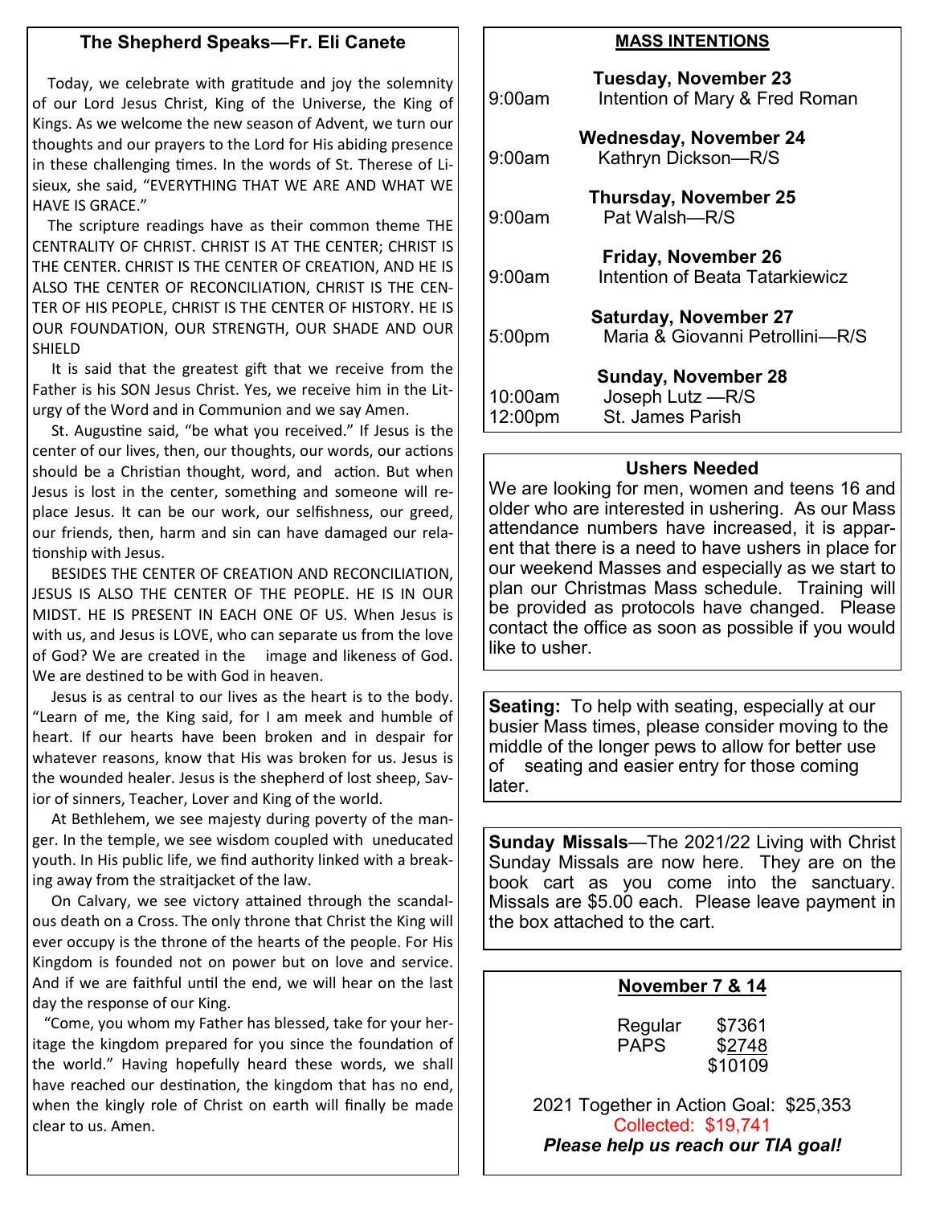## The Shepherd Speaks—Fr. Eli Canete

Today, we celebrate with gratitude and joy the solemnity of our Lord Jesus Christ, King of the Universe, the King of Kings. As we welcome the new season of Advent, we turn our thoughts and our prayers to the Lord for His abiding presence in these challenging times. In the words of St. Therese of Lisieux, she said, "EVERYTHING THAT WE ARE AND WHAT WE HAVE IS GRACE."

The scripture readings have as their common theme THE CENTRALITY OF CHRIST. CHRIST IS AT THE CENTER; CHRIST IS THE CENTER. CHRIST IS THE CENTER OF CREATION, AND HE IS ALSO THE CENTER OF RECONCILIATION, CHRIST IS THE CENTER OF HIS PEOPLE, CHRIST IS THE CENTER OF HISTORY. HE IS OUR FOUNDATION, OUR STRENGTH, OUR SHADE AND OUR SHIELD

It is said that the greatest gift that we receive from the Father is his SON Jesus Christ. Yes, we receive him in the Liturgy of the Word and in Communion and we say Amen.

St. Augustine said, "be what you received." If Jesus is the center of our lives, then, our thoughts, our words, our actions should be a Christian thought, word, and action. But when Jesus is lost in the center, something and someone will replace Jesus. It can be our work, our selfishness, our greed, our friends, then, harm and sin can have damaged our relationship with Jesus.

BESIDES THE CENTER OF CREATION AND RECONCILIATION, JESUS IS ALSO THE CENTER OF THE PEOPLE. HE IS IN OUR MIDST. HE IS PRESENT IN EACH ONE OF US. When Jesus is with us, and Jesus is LOVE, who can separate us from the love of God? We are created in the image and likeness of God. We are destined to be with God in heaven.

Jesus is as central to our lives as the heart is to the body. "Learn of me, the King said, for I am meek and humble of heart. If our hearts have been broken and in despair for whatever reasons, know that His was broken for us. Jesus is the wounded healer. Jesus is the shepherd of lost sheep, Savior of sinners, Teacher, Lover and King of the world.

At Bethlehem, we see majesty during poverty of the manger. In the temple, we see wisdom coupled with uneducated youth. In His public life, we find authority linked with a breaking away from the straitjacket of the law.

On Calvary, we see victory attained through the scandalous death on a Cross. The only throne that Christ the King will ever occupy is the throne of the hearts of the people. For His Kingdom is founded not on power but on love and service. And if we are faithful until the end, we will hear on the last day the response of our King.

"Come, you whom my Father has blessed, take for your heritage the kingdom prepared for you since the foundation of the world." Having hopefully heard these words, we shall have reached our destination, the kingdom that has no end, when the kingly role of Christ on earth will finally be made clear to us. Amen.

## MASS INTENTIONS

**Tuesday, November 23**
9:00am — Intention of Mary & Fred Roman

**Wednesday, November 24**
9:00am — Kathryn Dickson—R/S

**Thursday, November 25**
9:00am — Pat Walsh—R/S

**Friday, November 26**
9:00am — Intention of Beata Tatarkiewicz

**Saturday, November 27**
5:00pm — Maria & Giovanni Petrollini—R/S

**Sunday, November 28**
10:00am — Joseph Lutz —R/S
12:00pm — St. James Parish

### Ushers Needed

We are looking for men, women and teens 16 and older who are interested in ushering. As our Mass attendance numbers have increased, it is apparent that there is a need to have ushers in place for our weekend Masses and especially as we start to plan our Christmas Mass schedule. Training will be provided as protocols have changed. Please contact the office as soon as possible if you would like to usher.

**Seating:** To help with seating, especially at our busier Mass times, please consider moving to the middle of the longer pews to allow for better use of seating and easier entry for those coming later.

**Sunday Missals**—The 2021/22 Living with Christ Sunday Missals are now here. They are on the book cart as you come into the sanctuary. Missals are $5.00 each. Please leave payment in the box attached to the cart.

### November 7 & 14

| | |
|---|---|
| Regular | $7361 |
| PAPS | $2748 |
| | $10109 |

2021 Together in Action Goal: $25,353
Collected: $19,741
***Please help us reach our TIA goal!***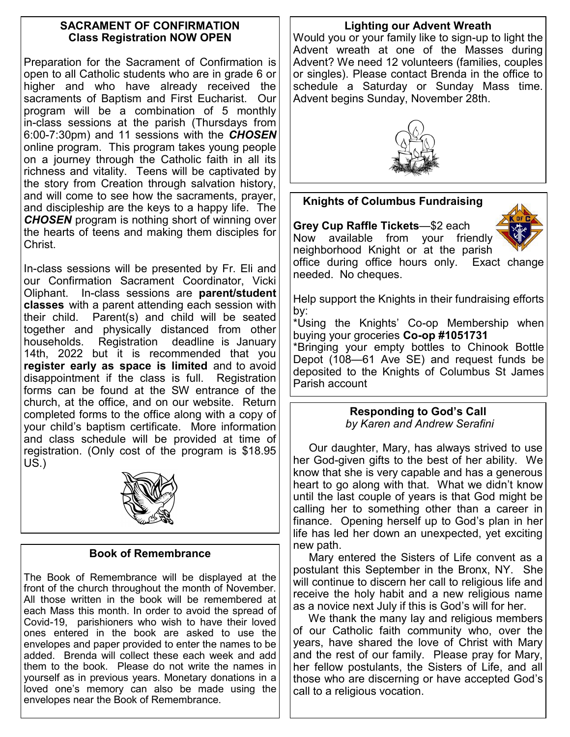## SACRAMENT OF CONFIRMATION
### Class Registration NOW OPEN

Preparation for the Sacrament of Confirmation is open to all Catholic students who are in grade 6 or higher and who have already received the sacraments of Baptism and First Eucharist. Our program will be a combination of 5 monthly in-class sessions at the parish (Thursdays from 6:00-7:30pm) and 11 sessions with the ***CHOSEN*** online program. This program takes young people on a journey through the Catholic faith in all its richness and vitality. Teens will be captivated by the story from Creation through salvation history, and will come to see how the sacraments, prayer, and discipleship are the keys to a happy life. The ***CHOSEN*** program is nothing short of winning over the hearts of teens and making them disciples for Christ.

In-class sessions will be presented by Fr. Eli and our Confirmation Sacrament Coordinator, Vicki Oliphant. In-class sessions are **parent/student classes** with a parent attending each session with their child. Parent(s) and child will be seated together and physically distanced from other households. Registration deadline is January 14th, 2022 but it is recommended that you **register early as space is limited** and to avoid disappointment if the class is full. Registration forms can be found at the SW entrance of the church, at the office, and on our website. Return completed forms to the office along with a copy of your child's baptism certificate. More information and class schedule will be provided at time of registration. (Only cost of the program is $18.95 US.)

## Book of Remembrance

The Book of Remembrance will be displayed at the front of the church throughout the month of November. All those written in the book will be remembered at each Mass this month. In order to avoid the spread of Covid-19, parishioners who wish to have their loved ones entered in the book are asked to use the envelopes and paper provided to enter the names to be added. Brenda will collect these each week and add them to the book. Please do not write the names in yourself as in previous years. Monetary donations in a loved one's memory can also be made using the envelopes near the Book of Remembrance.

## Lighting our Advent Wreath

Would you or your family like to sign-up to light the Advent wreath at one of the Masses during Advent? We need 12 volunteers (families, couples or singles). Please contact Brenda in the office to schedule a Saturday or Sunday Mass time. Advent begins Sunday, November 28th.

## Knights of Columbus Fundraising

**Grey Cup Raffle Tickets**—$2 each
Now available from your friendly neighborhood Knight or at the parish office during office hours only. Exact change needed. No cheques.

Help support the Knights in their fundraising efforts by:
*Using the Knights' Co-op Membership when buying your groceries **Co-op #1051731**
*Bringing your empty bottles to Chinook Bottle Depot (108—61 Ave SE) and request funds be deposited to the Knights of Columbus St James Parish account

## Responding to God's Call
*by Karen and Andrew Serafini*

Our daughter, Mary, has always strived to use her God-given gifts to the best of her ability. We know that she is very capable and has a generous heart to go along with that. What we didn't know until the last couple of years is that God might be calling her to something other than a career in finance. Opening herself up to God's plan in her life has led her down an unexpected, yet exciting new path.

Mary entered the Sisters of Life convent as a postulant this September in the Bronx, NY. She will continue to discern her call to religious life and receive the holy habit and a new religious name as a novice next July if this is God's will for her.

We thank the many lay and religious members of our Catholic faith community who, over the years, have shared the love of Christ with Mary and the rest of our family. Please pray for Mary, her fellow postulants, the Sisters of Life, and all those who are discerning or have accepted God's call to a religious vocation.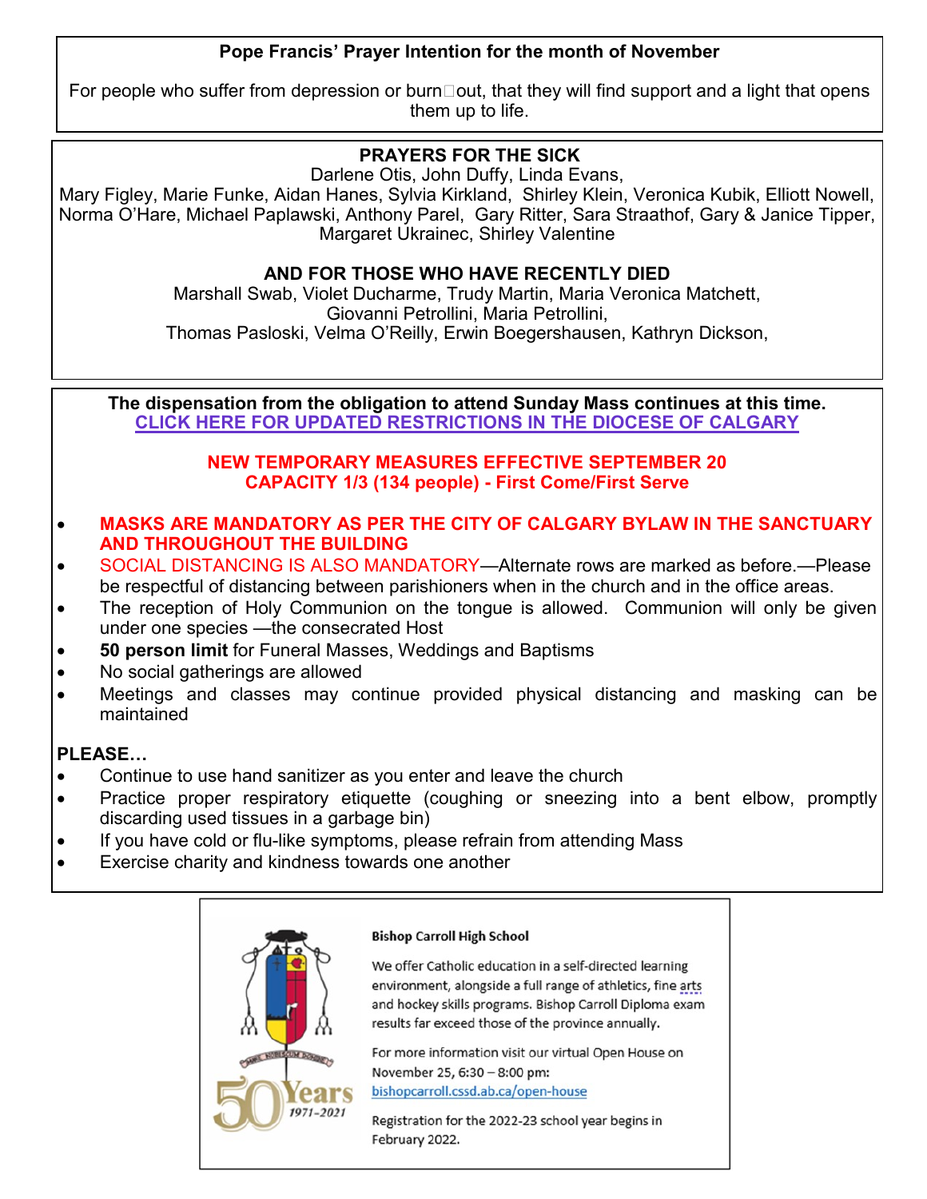**Pope Francis' Prayer Intention for the month of November**

For people who suffer from depression or burn-out, that they will find support and a light that opens them up to life.

**PRAYERS FOR THE SICK**

Darlene Otis, John Duffy, Linda Evans,
Mary Figley, Marie Funke, Aidan Hanes, Sylvia Kirkland, Shirley Klein, Veronica Kubik, Elliott Nowell, Norma O'Hare, Michael Paplawski, Anthony Parel, Gary Ritter, Sara Straathof, Gary & Janice Tipper, Margaret Ukrainec, Shirley Valentine

**AND FOR THOSE WHO HAVE RECENTLY DIED**

Marshall Swab, Violet Ducharme, Trudy Martin, Maria Veronica Matchett,
Giovanni Petrollini, Maria Petrollini,
Thomas Pasloski, Velma O'Reilly, Erwin Boegershausen, Kathryn Dickson,

**The dispensation from the obligation to attend Sunday Mass continues at this time.**
CLICK HERE FOR UPDATED RESTRICTIONS IN THE DIOCESE OF CALGARY

**NEW TEMPORARY MEASURES EFFECTIVE SEPTEMBER 20**
**CAPACITY 1/3 (134 people) - First Come/First Serve**

- **MASKS ARE MANDATORY AS PER THE CITY OF CALGARY BYLAW IN THE SANCTUARY AND THROUGHOUT THE BUILDING**
- SOCIAL DISTANCING IS ALSO MANDATORY—Alternate rows are marked as before.—Please be respectful of distancing between parishioners when in the church and in the office areas.
- The reception of Holy Communion on the tongue is allowed. Communion will only be given under one species —the consecrated Host
- **50 person limit** for Funeral Masses, Weddings and Baptisms
- No social gatherings are allowed
- Meetings and classes may continue provided physical distancing and masking can be maintained

**PLEASE…**

- Continue to use hand sanitizer as you enter and leave the church
- Practice proper respiratory etiquette (coughing or sneezing into a bent elbow, promptly discarding used tissues in a garbage bin)
- If you have cold or flu-like symptoms, please refrain from attending Mass
- Exercise charity and kindness towards one another

**Bishop Carroll High School**

We offer Catholic education in a self-directed learning environment, alongside a full range of athletics, fine arts and hockey skills programs. Bishop Carroll Diploma exam results far exceed those of the province annually.

For more information visit our virtual Open House on November 25, 6:30 – 8:00 pm:
bishopcarroll.cssd.ab.ca/open-house

Registration for the 2022-23 school year begins in February 2022.

50 Years 1971-2021